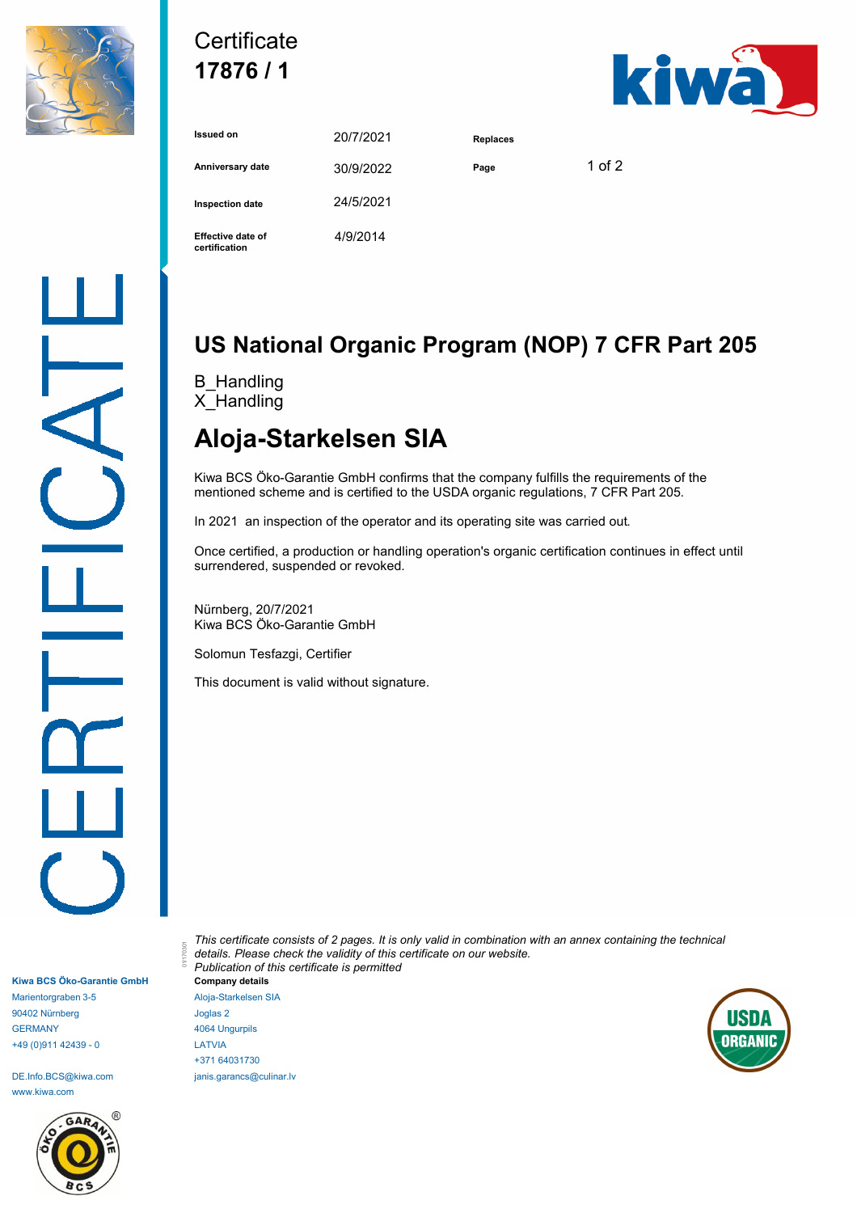Certificate
**17876 / 1**

| | | | |
|---|---|---|---|
| **Issued on** | 20/7/2021 | **Replaces** | |
| **Anniversary date** | 30/9/2022 | **Page** | 1 of 2 |
| **Inspection date** | 24/5/2021 | | |
| **Effective date of certification** | 4/9/2014 | | |

# US National Organic Program (NOP) 7 CFR Part 205

B_Handling
X_Handling

# Aloja-Starkelsen SIA

Kiwa BCS Öko-Garantie GmbH confirms that the company fulfills the requirements of the mentioned scheme and is certified to the USDA organic regulations, 7 CFR Part 205.

In 2021 an inspection of the operator and its operating site was carried out.

Once certified, a production or handling operation's organic certification continues in effect until surrendered, suspended or revoked.

Nürnberg, 20/7/2021
Kiwa BCS Öko-Garantie GmbH

Solomun Tesfazgi, Certifier

This document is valid without signature.

*This certificate consists of 2 pages. It is only valid in combination with an annex containing the technical details. Please check the validity of this certificate on our website.*
*Publication of this certificate is permitted*

**Company details**
Aloja-Starkelsen SIA
Joglas 2
4064 Ungurpils
LATVIA
+371 64031730
janis.garancs@culinar.lv

**Kiwa BCS Öko-Garantie GmbH**
Marientorgraben 3-5
90402 Nürnberg
GERMANY
+49 (0)911 42439 - 0

DE.Info.BCS@kiwa.com
www.kiwa.com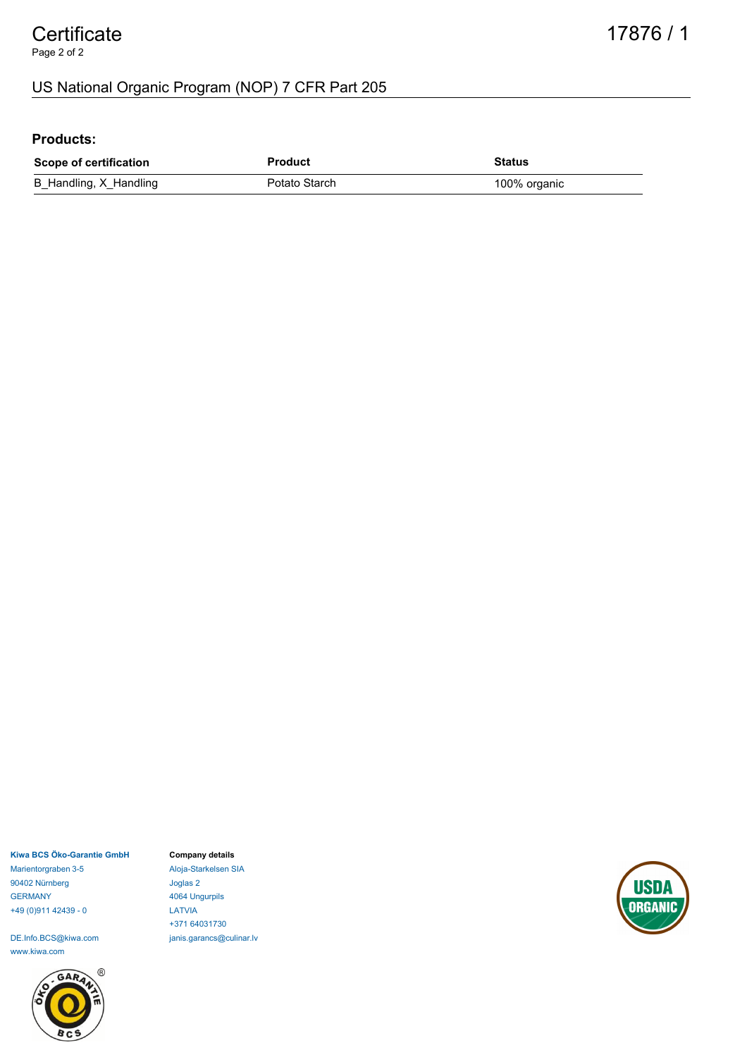# Certificate

17876 / 1

## US National Organic Program (NOP) 7 CFR Part 205

### Products:

| Scope of certification | Product | Status |
|---|---|---|
| B_Handling, X_Handling | Potato Starch | 100% organic |

**Kiwa BCS Öko-Garantie GmbH**
Marientorgraben 3-5
90402 Nürnberg
GERMANY
+49 (0)911 42439 - 0

DE.Info.BCS@kiwa.com
www.kiwa.com

**Company details**
Aloja-Starkelsen SIA
Joglas 2
4064 Ungurpils
LATVIA
+371 64031730
janis.garancs@culinar.lv